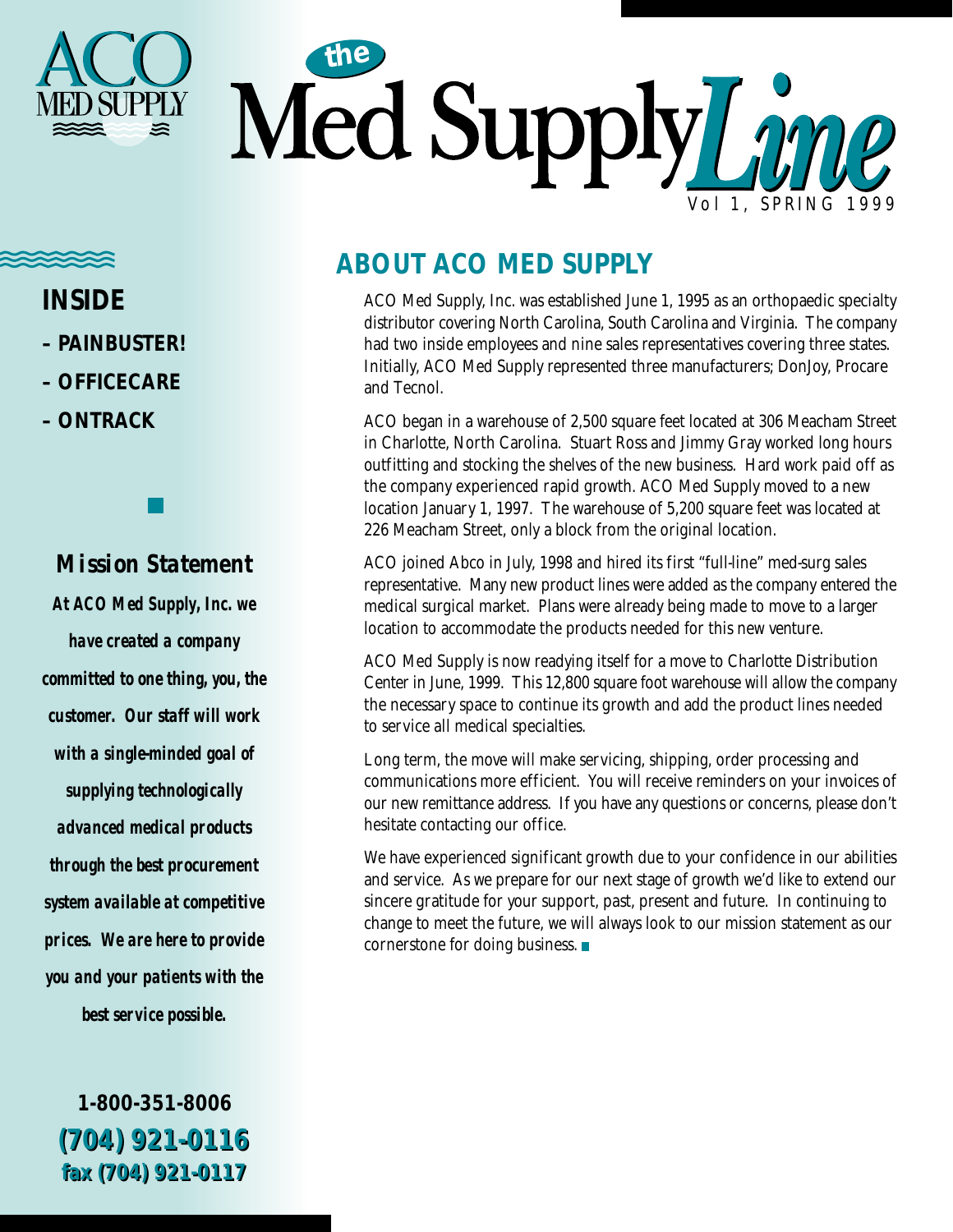ACO MED SUPPLY

# the Med Supply *Line*

Vol 1, SPRING 1999

## INSIDE

- **– PAINBUSTER!**
- **– OFFICECARE**
- **– ONTRACK**

### *Mission Statement*

***At ACO Med Supply, Inc. we have created a company committed to one thing, you, the customer. Our staff will work with a single-minded goal of supplying technologically advanced medical products through the best procurement system available at competitive prices. We are here to provide you and your patients with the best service possible.***

**1-800-351-8006**
**(704) 921-0116**
**fax (704) 921-0117**

## ABOUT ACO MED SUPPLY

ACO Med Supply, Inc. was established June 1, 1995 as an orthopaedic specialty distributor covering North Carolina, South Carolina and Virginia. The company had two inside employees and nine sales representatives covering three states. Initially, ACO Med Supply represented three manufacturers; DonJoy, Procare and Tecnol.

ACO began in a warehouse of 2,500 square feet located at 306 Meacham Street in Charlotte, North Carolina. Stuart Ross and Jimmy Gray worked long hours outfitting and stocking the shelves of the new business. Hard work paid off as the company experienced rapid growth. ACO Med Supply moved to a new location January 1, 1997. The warehouse of 5,200 square feet was located at 226 Meacham Street, only a block from the original location.

ACO joined Abco in July, 1998 and hired its first "full-line" med-surg sales representative. Many new product lines were added as the company entered the medical surgical market. Plans were already being made to move to a larger location to accommodate the products needed for this new venture.

ACO Med Supply is now readying itself for a move to Charlotte Distribution Center in June, 1999. This 12,800 square foot warehouse will allow the company the necessary space to continue its growth and add the product lines needed to service all medical specialties.

Long term, the move will make servicing, shipping, order processing and communications more efficient. You will receive reminders on your invoices of our new remittance address. If you have any questions or concerns, please don't hesitate contacting our office.

We have experienced significant growth due to your confidence in our abilities and service. As we prepare for our next stage of growth we'd like to extend our sincere gratitude for your support, past, present and future. In continuing to change to meet the future, we will always look to our mission statement as our cornerstone for doing business. ■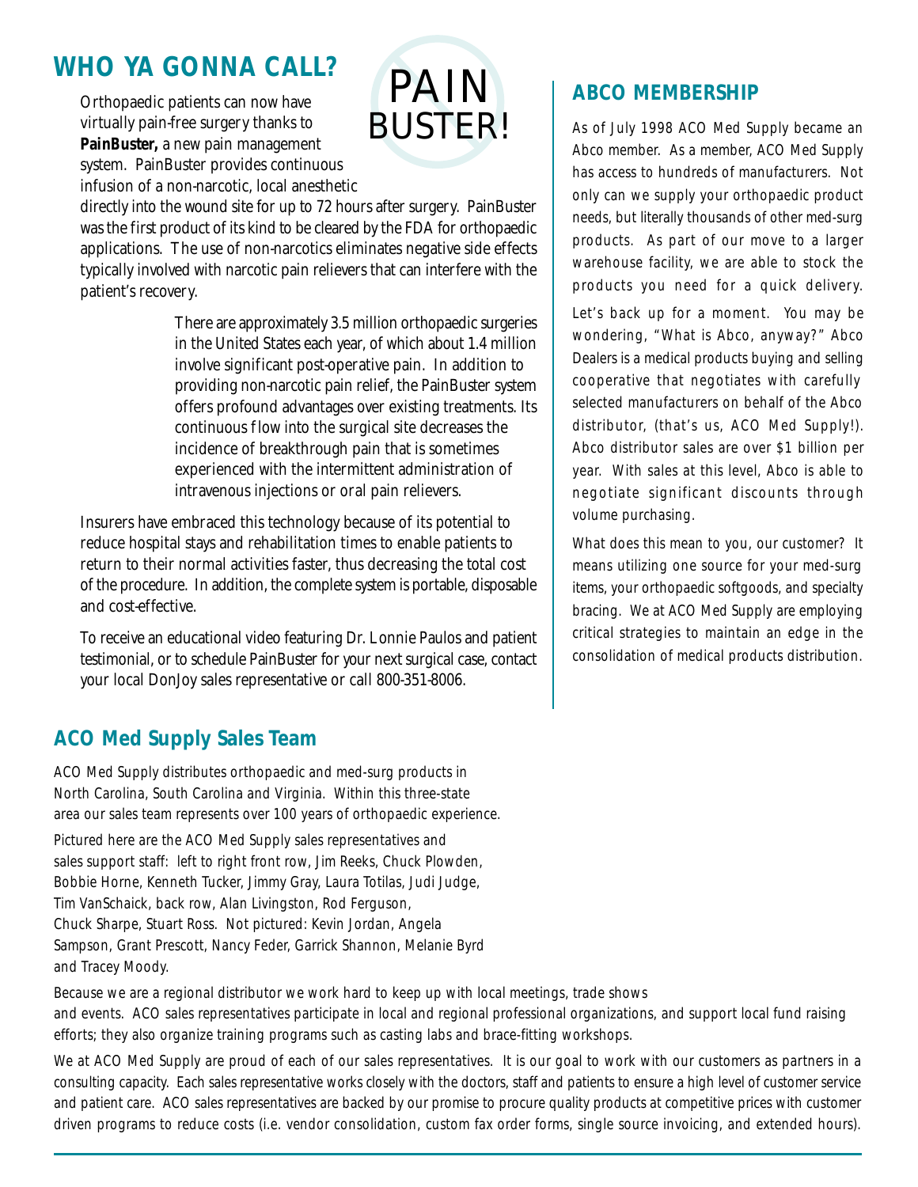## WHO YA GONNA CALL?

PAIN BUSTER!

Orthopaedic patients can now have virtually pain-free surgery thanks to **PainBuster,** a new pain management system. PainBuster provides continuous infusion of a non-narcotic, local anesthetic directly into the wound site for up to 72 hours after surgery. PainBuster was the first product of its kind to be cleared by the FDA for orthopaedic applications. The use of non-narcotics eliminates negative side effects typically involved with narcotic pain relievers that can interfere with the patient's recovery.

There are approximately 3.5 million orthopaedic surgeries in the United States each year, of which about 1.4 million involve significant post-operative pain. In addition to providing non-narcotic pain relief, the PainBuster system offers profound advantages over existing treatments. Its continuous flow into the surgical site decreases the incidence of breakthrough pain that is sometimes experienced with the intermittent administration of intravenous injections or oral pain relievers.

Insurers have embraced this technology because of its potential to reduce hospital stays and rehabilitation times to enable patients to return to their normal activities faster, thus decreasing the total cost of the procedure. In addition, the complete system is portable, disposable and cost-effective.

To receive an educational video featuring Dr. Lonnie Paulos and patient testimonial, or to schedule PainBuster for your next surgical case, contact your local DonJoy sales representative or call 800-351-8006.

## ABCO MEMBERSHIP

As of July 1998 ACO Med Supply became an Abco member. As a member, ACO Med Supply has access to hundreds of manufacturers. Not only can we supply your orthopaedic product needs, but literally thousands of other med-surg products. As part of our move to a larger warehouse facility, we are able to stock the products you need for a quick delivery.

Let's back up for a moment. You may be wondering, "What is Abco, anyway?" Abco Dealers is a medical products buying and selling cooperative that negotiates with carefully selected manufacturers on behalf of the Abco distributor, (that's us, ACO Med Supply!). Abco distributor sales are over $1 billion per year. With sales at this level, Abco is able to negotiate significant discounts through volume purchasing.

What does this mean to you, our customer? It means utilizing one source for your med-surg items, your orthopaedic softgoods, and specialty bracing. We at ACO Med Supply are employing critical strategies to maintain an edge in the consolidation of medical products distribution.

## ACO Med Supply Sales Team

ACO Med Supply distributes orthopaedic and med-surg products in North Carolina, South Carolina and Virginia. Within this three-state area our sales team represents over 100 years of orthopaedic experience.

Pictured here are the ACO Med Supply sales representatives and sales support staff: left to right front row, Jim Reeks, Chuck Plowden, Bobbie Horne, Kenneth Tucker, Jimmy Gray, Laura Totilas, Judi Judge, Tim VanSchaick, back row, Alan Livingston, Rod Ferguson, Chuck Sharpe, Stuart Ross. Not pictured: Kevin Jordan, Angela Sampson, Grant Prescott, Nancy Feder, Garrick Shannon, Melanie Byrd and Tracey Moody.

Because we are a regional distributor we work hard to keep up with local meetings, trade shows and events. ACO sales representatives participate in local and regional professional organizations, and support local fund raising efforts; they also organize training programs such as casting labs and brace-fitting workshops.

We at ACO Med Supply are proud of each of our sales representatives. It is our goal to work with our customers as partners in a consulting capacity. Each sales representative works closely with the doctors, staff and patients to ensure a high level of customer service and patient care. ACO sales representatives are backed by our promise to procure quality products at competitive prices with customer driven programs to reduce costs (i.e. vendor consolidation, custom fax order forms, single source invoicing, and extended hours).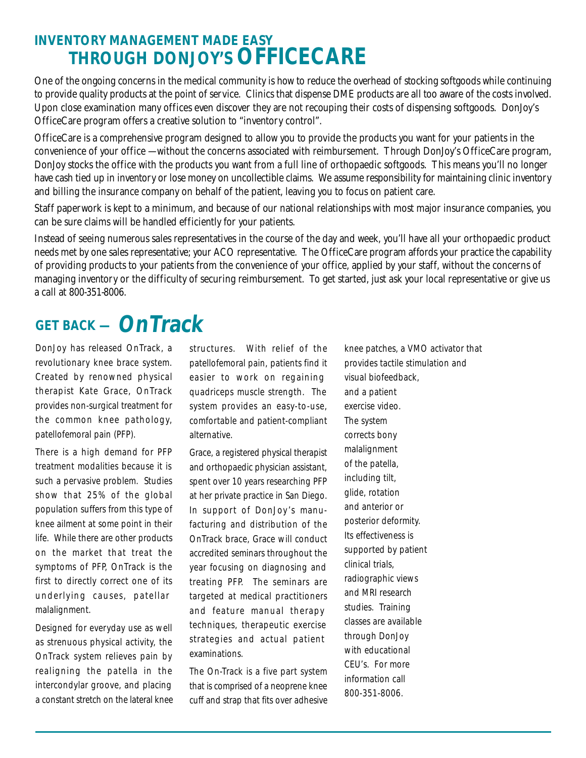# INVENTORY MANAGEMENT MADE EASY THROUGH DONJOY'S OFFICECARE

One of the ongoing concerns in the medical community is how to reduce the overhead of stocking softgoods while continuing to provide quality products at the point of service. Clinics that dispense DME products are all too aware of the costs involved. Upon close examination many offices even discover they are not recouping their costs of dispensing softgoods. DonJoy's OfficeCare program offers a creative solution to "inventory control".

OfficeCare is a comprehensive program designed to allow you to provide the products you want for your patients in the convenience of your office —without the concerns associated with reimbursement. Through DonJoy's OfficeCare program, DonJoy stocks the office with the products you want from a full line of orthopaedic softgoods. This means you'll no longer have cash tied up in inventory or lose money on uncollectible claims. We assume responsibility for maintaining clinic inventory and billing the insurance company on behalf of the patient, leaving you to focus on patient care.

Staff paperwork is kept to a minimum, and because of our national relationships with most major insurance companies, you can be sure claims will be handled efficiently for your patients.

Instead of seeing numerous sales representatives in the course of the day and week, you'll have all your orthopaedic product needs met by one sales representative; your ACO representative. The OfficeCare program affords your practice the capability of providing products to your patients from the convenience of your office, applied by your staff, without the concerns of managing inventory or the difficulty of securing reimbursement. To get started, just ask your local representative or give us a call at 800-351-8006.

# GET BACK — *OnTrack*

DonJoy has released OnTrack, a revolutionary knee brace system. Created by renowned physical therapist Kate Grace, OnTrack provides non-surgical treatment for the common knee pathology, patellofemoral pain (PFP).

There is a high demand for PFP treatment modalities because it is such a pervasive problem. Studies show that 25% of the global population suffers from this type of knee ailment at some point in their life. While there are other products on the market that treat the symptoms of PFP, OnTrack is the first to directly correct one of its underlying causes, patellar malalignment.

Designed for everyday use as well as strenuous physical activity, the OnTrack system relieves pain by realigning the patella in the intercondylar groove, and placing a constant stretch on the lateral knee structures. With relief of the patellofemoral pain, patients find it easier to work on regaining quadriceps muscle strength. The system provides an easy-to-use, comfortable and patient-compliant alternative.

Grace, a registered physical therapist and orthopaedic physician assistant, spent over 10 years researching PFP at her private practice in San Diego. In support of DonJoy's manufacturing and distribution of the OnTrack brace, Grace will conduct accredited seminars throughout the year focusing on diagnosing and treating PFP. The seminars are targeted at medical practitioners and feature manual therapy techniques, therapeutic exercise strategies and actual patient examinations.

The On-Track is a five part system that is comprised of a neoprene knee cuff and strap that fits over adhesive knee patches, a VMO activator that provides tactile stimulation and visual biofeedback, and a patient exercise video. The system corrects bony malalignment of the patella, including tilt, glide, rotation and anterior or posterior deformity. Its effectiveness is supported by patient clinical trials, radiographic views and MRI research studies. Training classes are available through DonJoy with educational CEU's. For more information call 800-351-8006.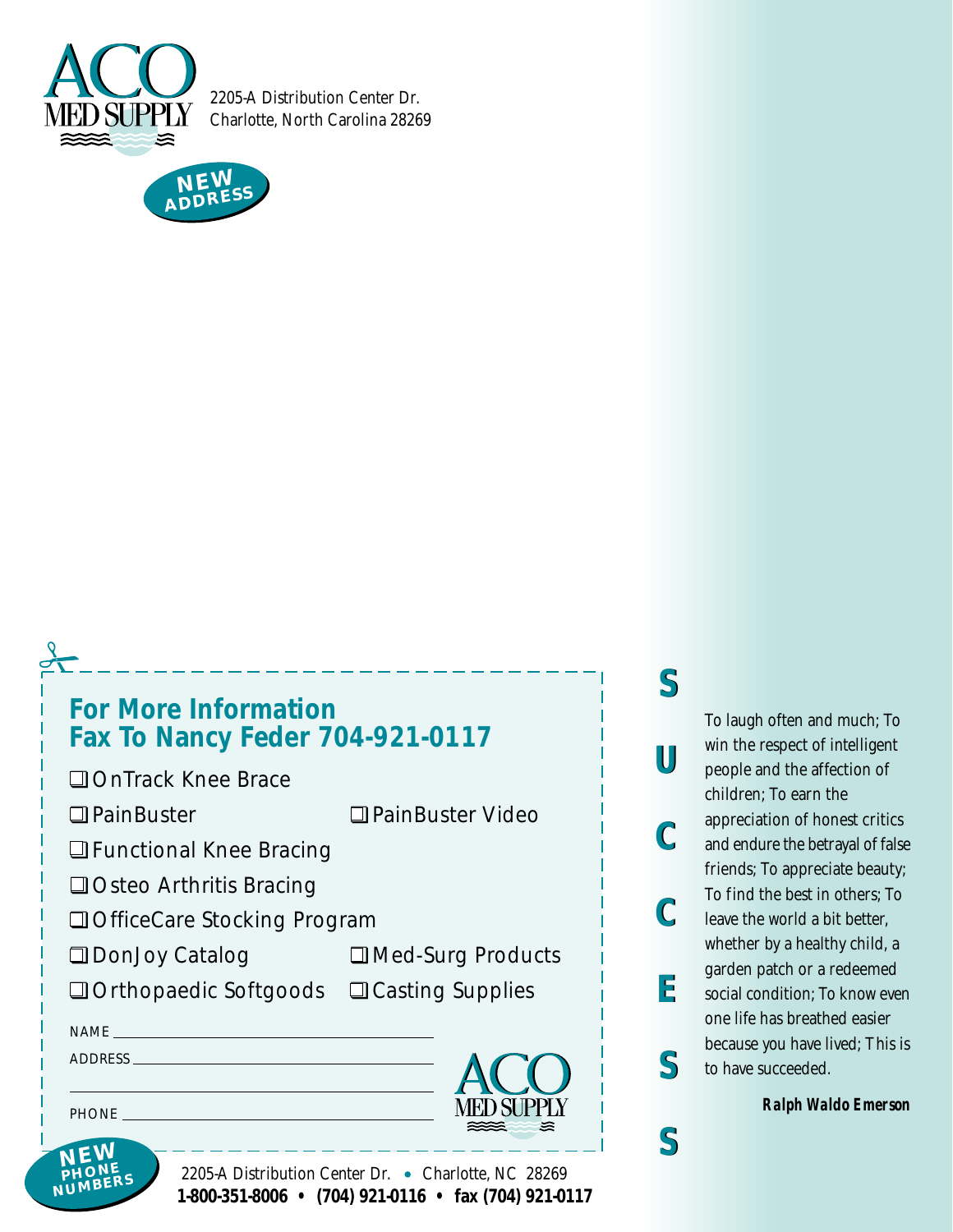ACO MED SUPPLY

2205-A Distribution Center Dr.
Charlotte, North Carolina 28269

NEW ADDRESS

## For More Information
## Fax To Nancy Feder 704-921-0117

- ❑ OnTrack Knee Brace
- ❑ PainBuster
- ❑ PainBuster Video
- ❑ Functional Knee Bracing
- ❑ Osteo Arthritis Bracing
- ❑ OfficeCare Stocking Program
- ❑ DonJoy Catalog
- ❑ Med-Surg Products
- ❑ Orthopaedic Softgoods
- ❑ Casting Supplies

NAME \_\_\_\_\_\_\_\_\_\_\_\_\_\_\_\_\_\_\_\_\_\_\_\_

ADDRESS \_\_\_\_\_\_\_\_\_\_\_\_\_\_\_\_\_\_\_\_\_\_\_\_

\_\_\_\_\_\_\_\_\_\_\_\_\_\_\_\_\_\_\_\_\_\_\_\_

PHONE \_\_\_\_\_\_\_\_\_\_\_\_\_\_\_\_\_\_\_\_\_\_\_\_

ACO MED SUPPLY

NEW PHONE NUMBERS

2205-A Distribution Center Dr. • Charlotte, NC 28269

**1-800-351-8006 • (704) 921-0116 • fax (704) 921-0117**

**SUCCESS**

To laugh often and much; To win the respect of intelligent people and the affection of children; To earn the appreciation of honest critics and endure the betrayal of false friends; To appreciate beauty; To find the best in others; To leave the world a bit better, whether by a healthy child, a garden patch or a redeemed social condition; To know even one life has breathed easier because you have lived; This is to have succeeded.

***Ralph Waldo Emerson***